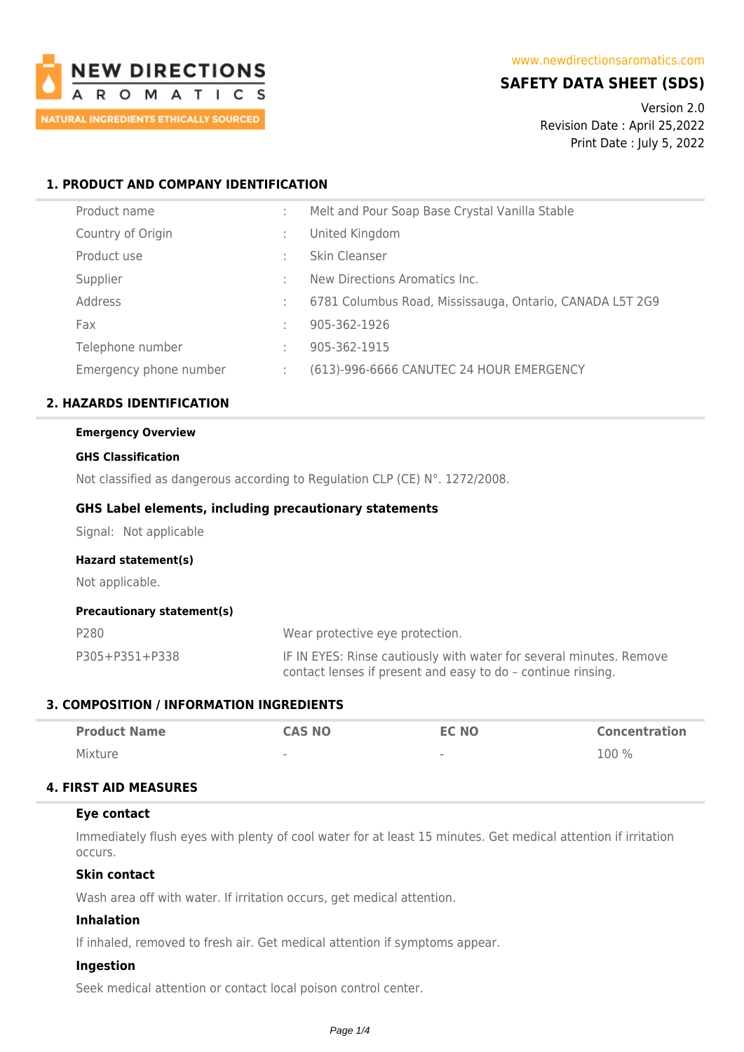NEW DIRECTIONS AROMATICS
NATURAL INGREDIENTS ETHICALLY SOURCED

www.newdirectionsaromatics.com

# SAFETY DATA SHEET (SDS)

Version 2.0
Revision Date : April 25,2022
Print Date : July 5, 2022

## 1. PRODUCT AND COMPANY IDENTIFICATION

| | | |
|---|---|---|
| Product name | : | Melt and Pour Soap Base Crystal Vanilla Stable |
| Country of Origin | : | United Kingdom |
| Product use | : | Skin Cleanser |
| Supplier | : | New Directions Aromatics Inc. |
| Address | : | 6781 Columbus Road, Mississauga, Ontario, CANADA L5T 2G9 |
| Fax | : | 905-362-1926 |
| Telephone number | : | 905-362-1915 |
| Emergency phone number | : | (613)-996-6666 CANUTEC 24 HOUR EMERGENCY |

## 2. HAZARDS IDENTIFICATION

**Emergency Overview**

**GHS Classification**

Not classified as dangerous according to Regulation CLP (CE) N°. 1272/2008.

### GHS Label elements, including precautionary statements

Signal: Not applicable

**Hazard statement(s)**

Not applicable.

**Precautionary statement(s)**

| | |
|---|---|
| P280 | Wear protective eye protection. |
| P305+P351+P338 | IF IN EYES: Rinse cautiously with water for several minutes. Remove contact lenses if present and easy to do – continue rinsing. |

## 3. COMPOSITION / INFORMATION INGREDIENTS

| Product Name | CAS NO | EC NO | Concentration |
|---|---|---|---|
| Mixture | - | - | 100 % |

## 4. FIRST AID MEASURES

### Eye contact

Immediately flush eyes with plenty of cool water for at least 15 minutes. Get medical attention if irritation occurs.

### Skin contact

Wash area off with water. If irritation occurs, get medical attention.

### Inhalation

If inhaled, removed to fresh air. Get medical attention if symptoms appear.

### Ingestion

Seek medical attention or contact local poison control center.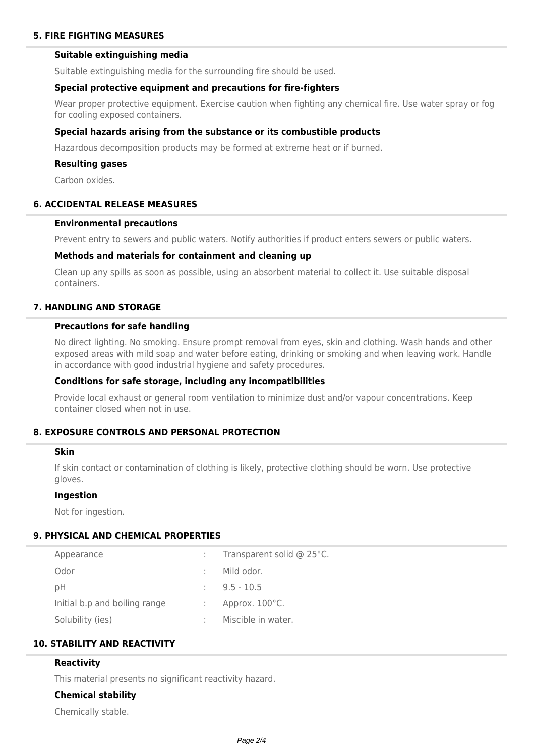## 5. FIRE FIGHTING MEASURES

### Suitable extinguishing media

Suitable extinguishing media for the surrounding fire should be used.

### Special protective equipment and precautions for fire-fighters

Wear proper protective equipment. Exercise caution when fighting any chemical fire. Use water spray or fog for cooling exposed containers.

### Special hazards arising from the substance or its combustible products

Hazardous decomposition products may be formed at extreme heat or if burned.

### Resulting gases

Carbon oxides.

## 6. ACCIDENTAL RELEASE MEASURES

### Environmental precautions

Prevent entry to sewers and public waters. Notify authorities if product enters sewers or public waters.

### Methods and materials for containment and cleaning up

Clean up any spills as soon as possible, using an absorbent material to collect it. Use suitable disposal containers.

## 7. HANDLING AND STORAGE

### Precautions for safe handling

No direct lighting. No smoking. Ensure prompt removal from eyes, skin and clothing. Wash hands and other exposed areas with mild soap and water before eating, drinking or smoking and when leaving work. Handle in accordance with good industrial hygiene and safety procedures.

### Conditions for safe storage, including any incompatibilities

Provide local exhaust or general room ventilation to minimize dust and/or vapour concentrations. Keep container closed when not in use.

## 8. EXPOSURE CONTROLS AND PERSONAL PROTECTION

### Skin

If skin contact or contamination of clothing is likely, protective clothing should be worn. Use protective gloves.

### Ingestion

Not for ingestion.

## 9. PHYSICAL AND CHEMICAL PROPERTIES

| | | |
|---|---|---|
| Appearance | : | Transparent solid @ 25°C. |
| Odor | : | Mild odor. |
| pH | : | 9.5 - 10.5 |
| Initial b.p and boiling range | : | Approx. 100°C. |
| Solubility (ies) | : | Miscible in water. |

## 10. STABILITY AND REACTIVITY

### Reactivity

This material presents no significant reactivity hazard.

### Chemical stability

Chemically stable.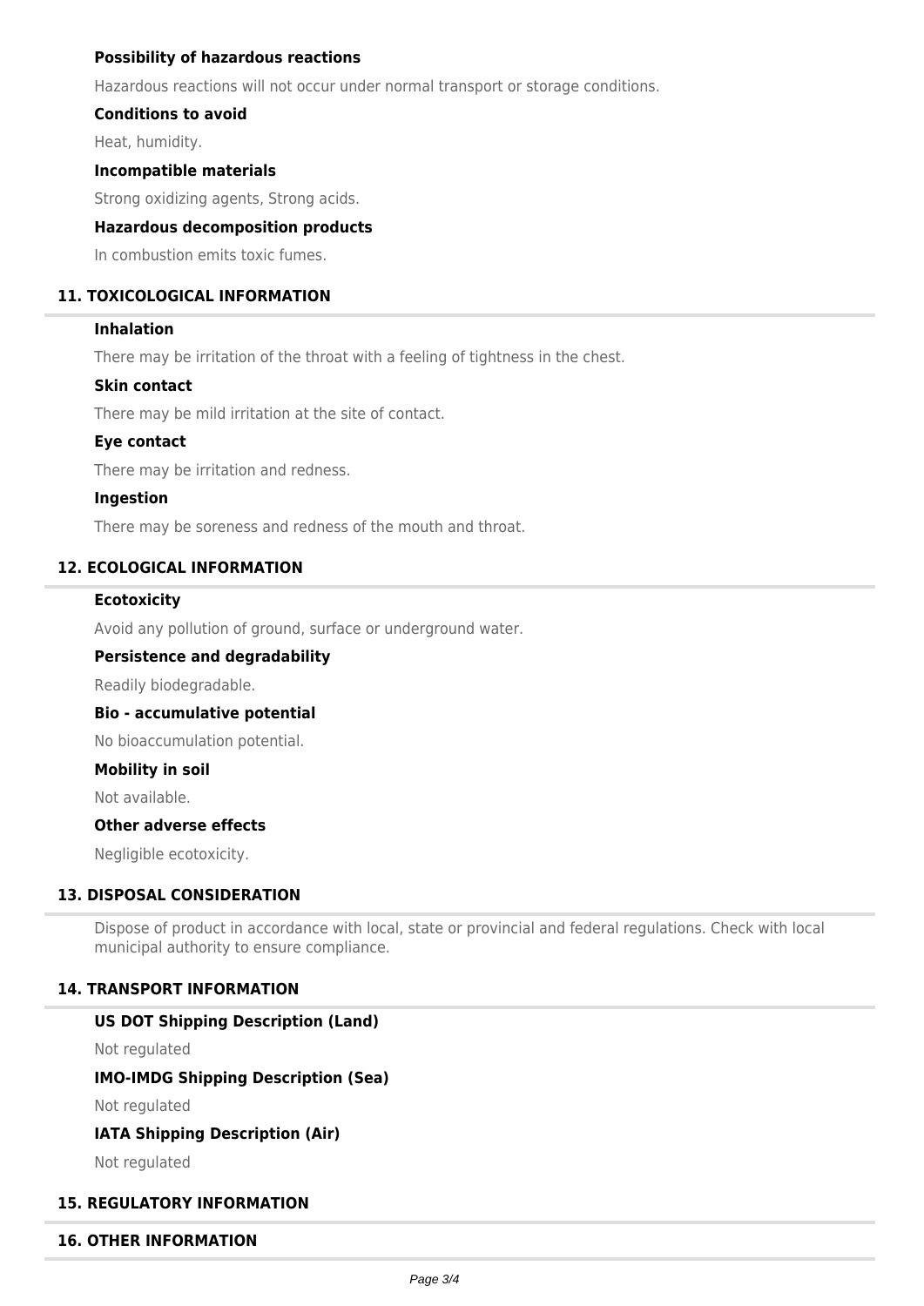**Possibility of hazardous reactions**

Hazardous reactions will not occur under normal transport or storage conditions.

**Conditions to avoid**

Heat, humidity.

**Incompatible materials**

Strong oxidizing agents, Strong acids.

**Hazardous decomposition products**

In combustion emits toxic fumes.

## 11. TOXICOLOGICAL INFORMATION

**Inhalation**

There may be irritation of the throat with a feeling of tightness in the chest.

**Skin contact**

There may be mild irritation at the site of contact.

**Eye contact**

There may be irritation and redness.

**Ingestion**

There may be soreness and redness of the mouth and throat.

## 12. ECOLOGICAL INFORMATION

**Ecotoxicity**

Avoid any pollution of ground, surface or underground water.

**Persistence and degradability**

Readily biodegradable.

**Bio - accumulative potential**

No bioaccumulation potential.

**Mobility in soil**

Not available.

**Other adverse effects**

Negligible ecotoxicity.

## 13. DISPOSAL CONSIDERATION

Dispose of product in accordance with local, state or provincial and federal regulations. Check with local municipal authority to ensure compliance.

## 14. TRANSPORT INFORMATION

**US DOT Shipping Description (Land)**

Not regulated

**IMO-IMDG Shipping Description (Sea)**

Not regulated

**IATA Shipping Description (Air)**

Not regulated

## 15. REGULATORY INFORMATION

## 16. OTHER INFORMATION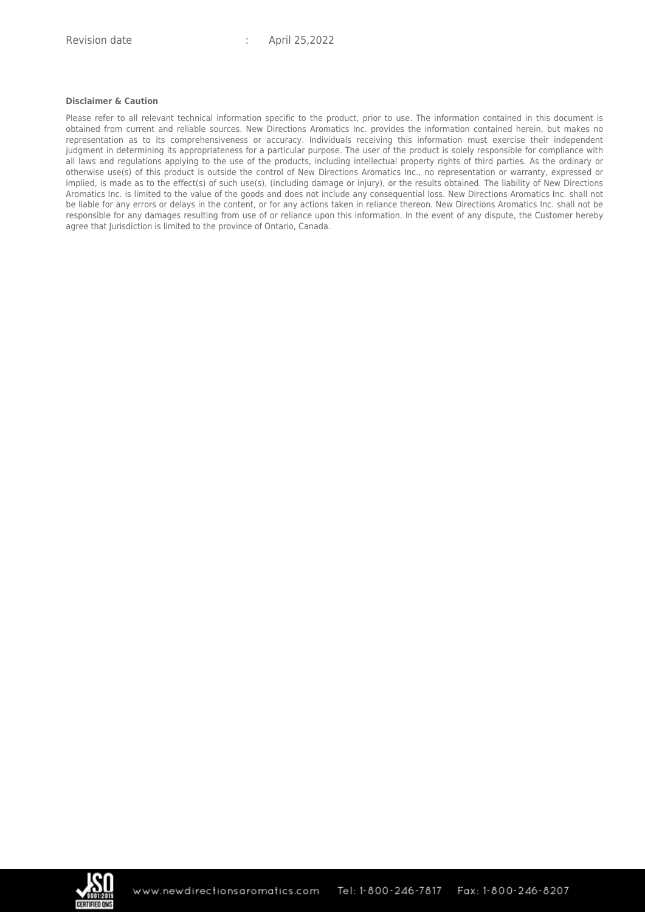Revision date : April 25,2022

**Disclaimer & Caution**

Please refer to all relevant technical information specific to the product, prior to use. The information contained in this document is obtained from current and reliable sources. New Directions Aromatics Inc. provides the information contained herein, but makes no representation as to its comprehensiveness or accuracy. Individuals receiving this information must exercise their independent judgment in determining its appropriateness for a particular purpose. The user of the product is solely responsible for compliance with all laws and regulations applying to the use of the products, including intellectual property rights of third parties. As the ordinary or otherwise use(s) of this product is outside the control of New Directions Aromatics Inc., no representation or warranty, expressed or implied, is made as to the effect(s) of such use(s), (including damage or injury), or the results obtained. The liability of New Directions Aromatics Inc. is limited to the value of the goods and does not include any consequential loss. New Directions Aromatics Inc. shall not be liable for any errors or delays in the content, or for any actions taken in reliance thereon. New Directions Aromatics Inc. shall not be responsible for any damages resulting from use of or reliance upon this information. In the event of any dispute, the Customer hereby agree that Jurisdiction is limited to the province of Ontario, Canada.